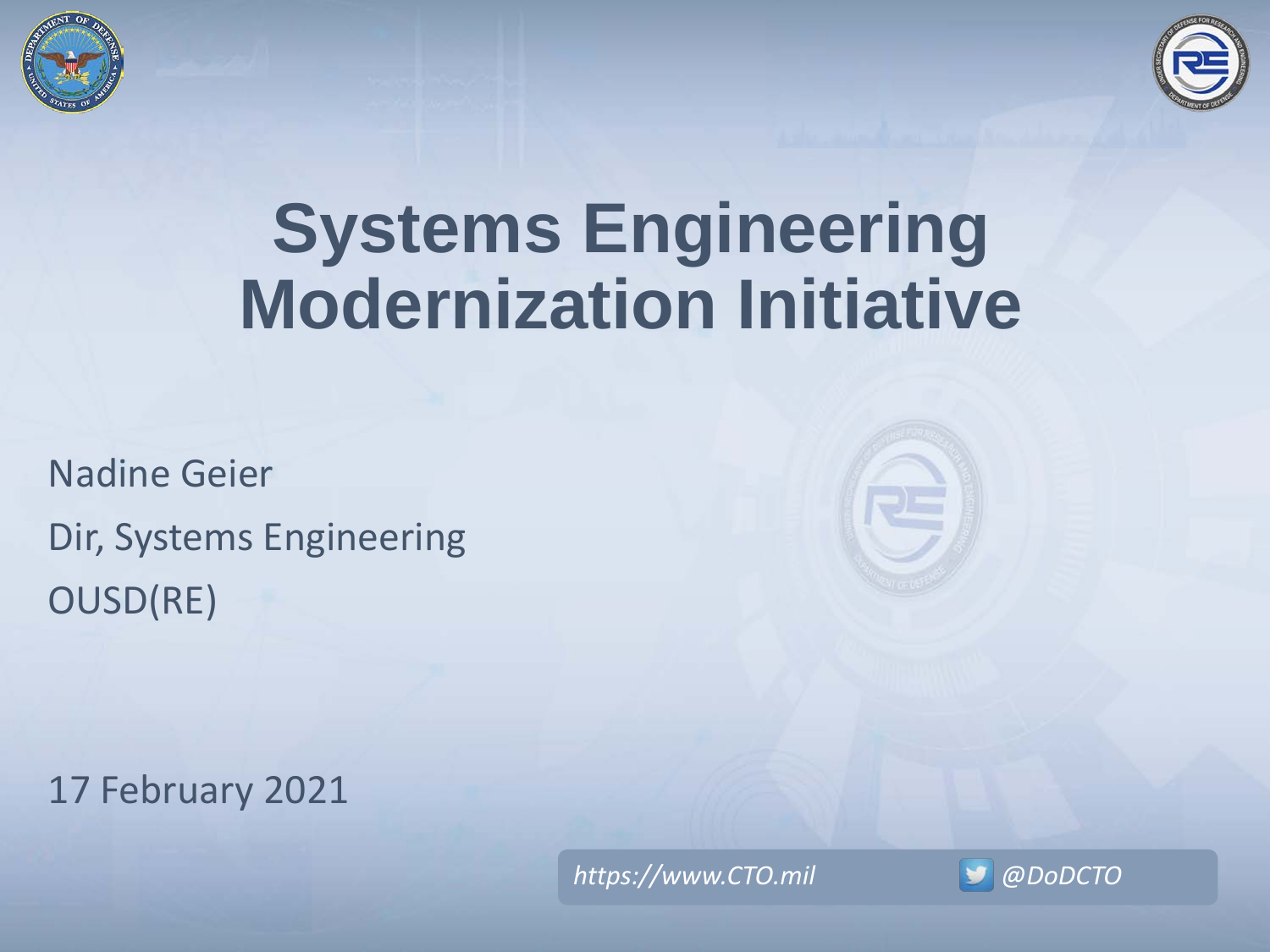# Systems Engineering Modernization Initiative

Nadine Geier

Dir, Systems Engineering

OUSD(RE)

17 February 2021

*https://www.CTO.mil* *@DoDCTO*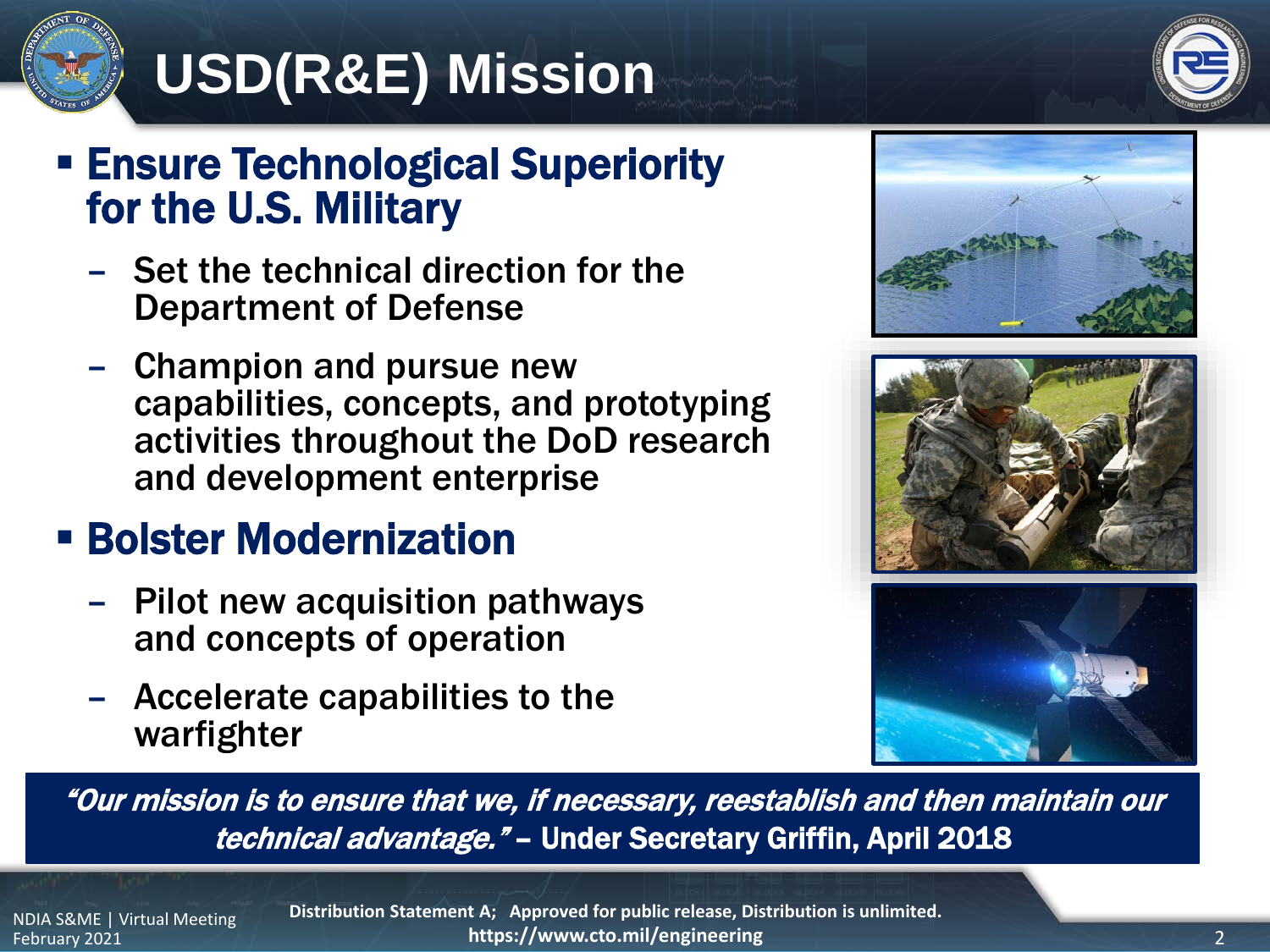# USD(R&E) Mission

- **Ensure Technological Superiority for the U.S. Military**
  - Set the technical direction for the Department of Defense
  - Champion and pursue new capabilities, concepts, and prototyping activities throughout the DoD research and development enterprise
- **Bolster Modernization**
  - Pilot new acquisition pathways and concepts of operation
  - Accelerate capabilities to the warfighter

*"Our mission is to ensure that we, if necessary, reestablish and then maintain our technical advantage."* – **Under Secretary Griffin, April 2018**

NDIA S&ME | Virtual Meeting
February 2021

**Distribution Statement A; Approved for public release, Distribution is unlimited.**
**https://www.cto.mil/engineering**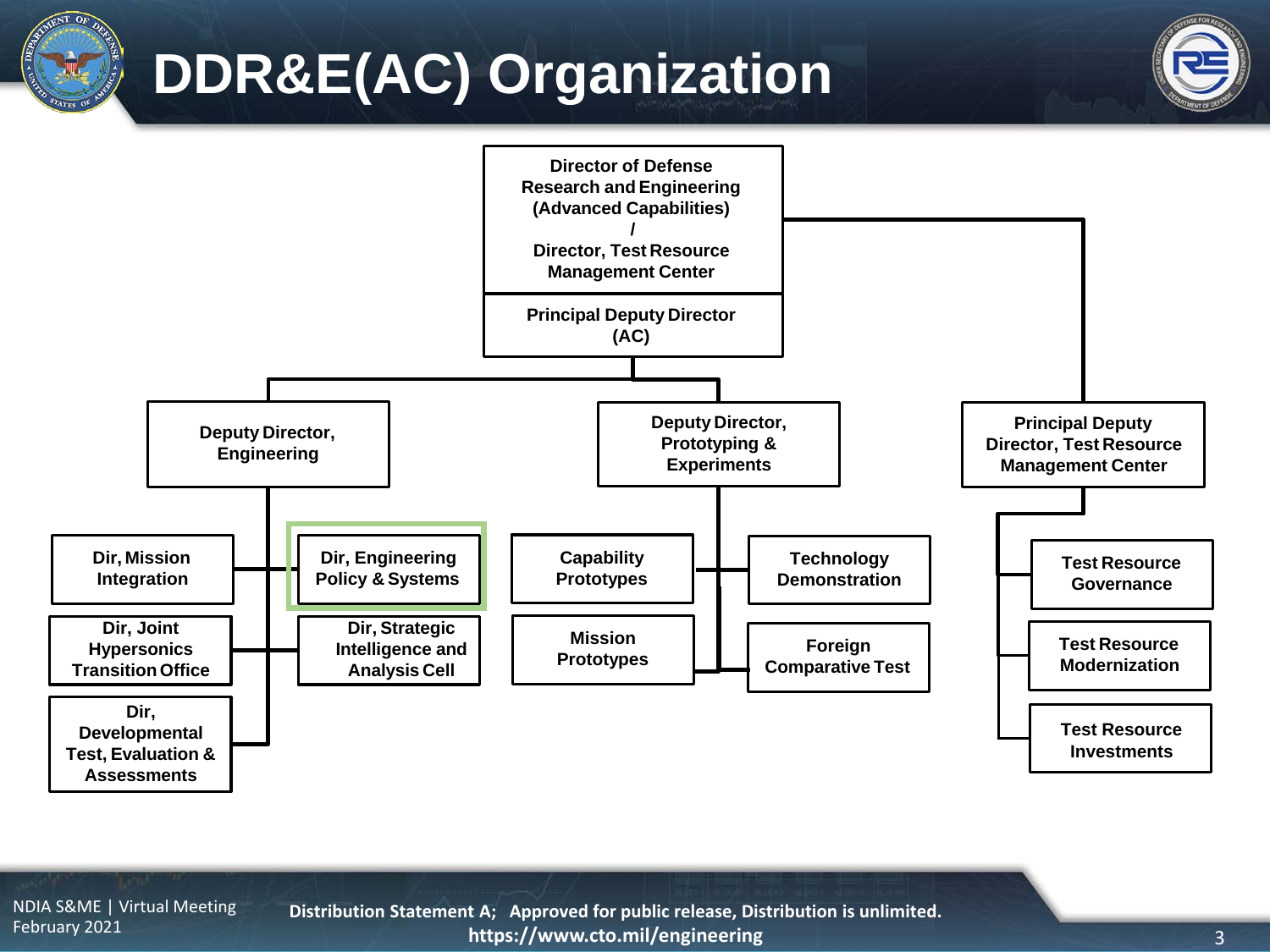# DDR&E(AC) Organization

- **Director of Defense Research and Engineering (Advanced Capabilities) / Director, Test Resource Management Center**
  - **Principal Deputy Director (AC)**
    - **Deputy Director, Engineering**
      - Dir, Mission Integration
      - Dir, Joint Hypersonics Transition Office
      - Dir, Developmental Test, Evaluation & Assessments
      - Dir, Engineering Policy & Systems
      - Dir, Strategic Intelligence and Analysis Cell
    - **Deputy Director, Prototyping & Experiments**
      - Capability Prototypes
      - Mission Prototypes
      - Technology Demonstration
      - Foreign Comparative Test
  - **Principal Deputy Director, Test Resource Management Center**
    - Test Resource Governance
    - Test Resource Modernization
    - Test Resource Investments

NDIA S&ME | Virtual Meeting
February 2021

**Distribution Statement A; Approved for public release, Distribution is unlimited.**
**https://www.cto.mil/engineering**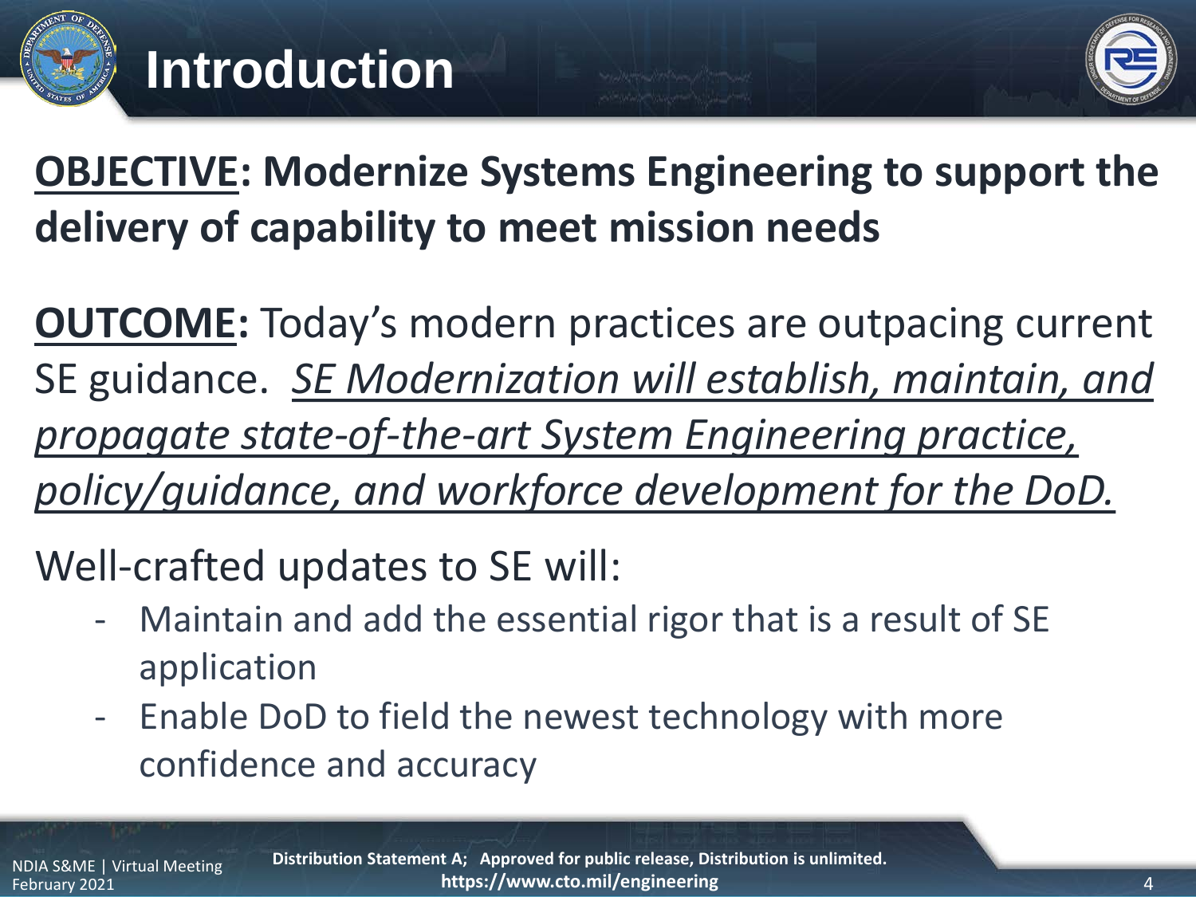# Introduction

**OBJECTIVE: Modernize Systems Engineering to support the delivery of capability to meet mission needs**

**OUTCOME:** Today's modern practices are outpacing current SE guidance. *SE Modernization will establish, maintain, and propagate state-of-the-art System Engineering practice, policy/guidance, and workforce development for the DoD.*

Well-crafted updates to SE will:

- Maintain and add the essential rigor that is a result of SE application
- Enable DoD to field the newest technology with more confidence and accuracy

**Distribution Statement A; Approved for public release, Distribution is unlimited.**
**https://www.cto.mil/engineering**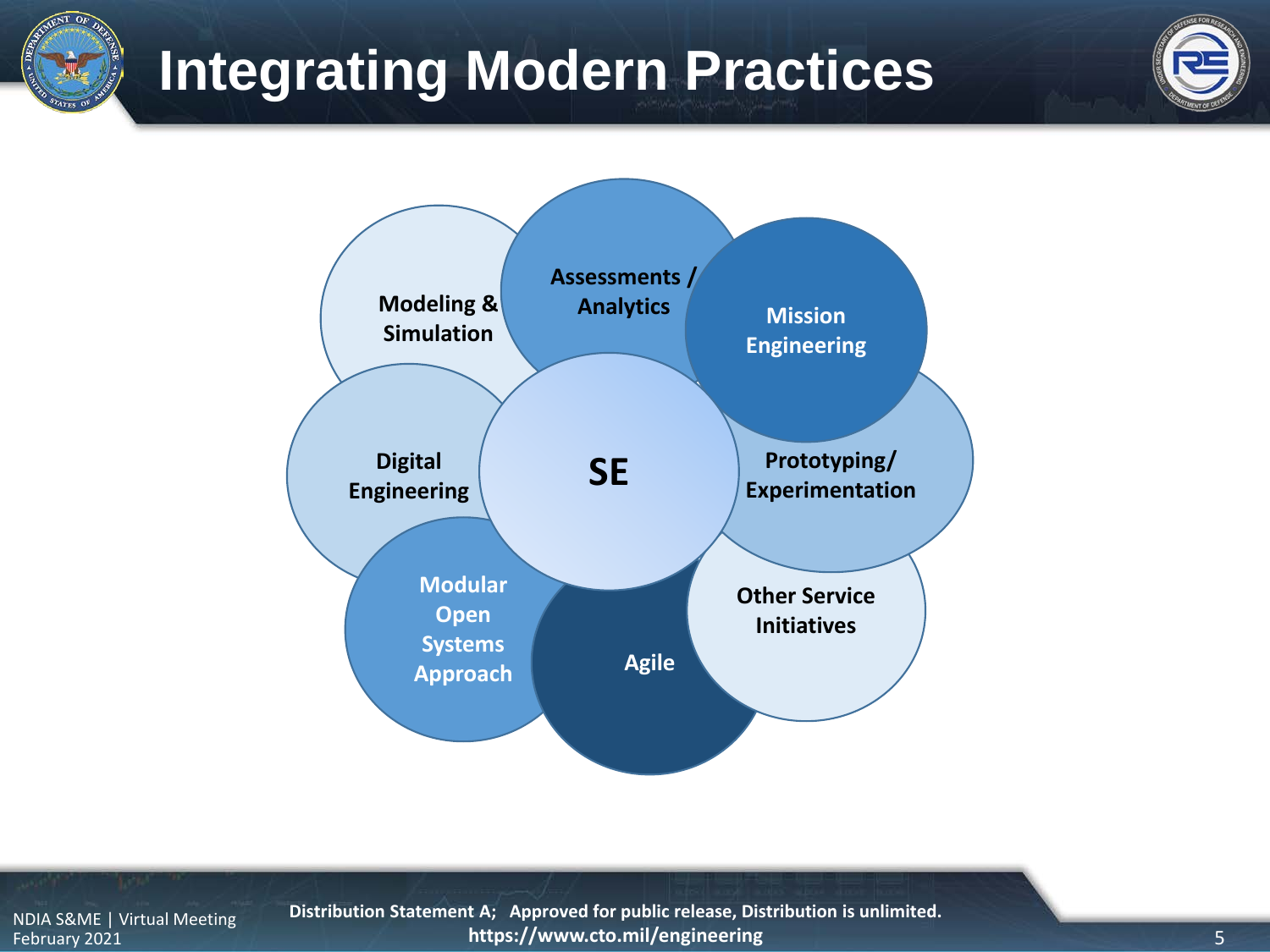# Integrating Modern Practices

- Modeling & Simulation
- Assessments / Analytics
- Mission Engineering
- Digital Engineering
- SE
- Prototyping/ Experimentation
- Modular Open Systems Approach
- Agile
- Other Service Initiatives

Distribution Statement A; Approved for public release, Distribution is unlimited.
https://www.cto.mil/engineering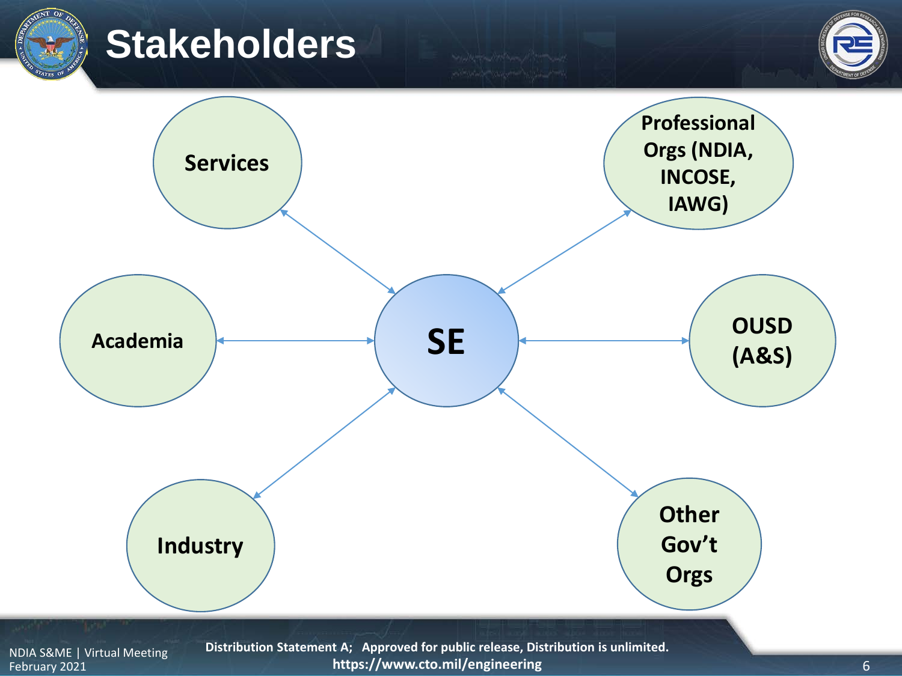# Stakeholders

- SE
- Services
- Professional Orgs (NDIA, INCOSE, IAWG)
- Academia
- OUSD (A&S)
- Industry
- Other Gov't Orgs

Distribution Statement A; Approved for public release, Distribution is unlimited.
https://www.cto.mil/engineering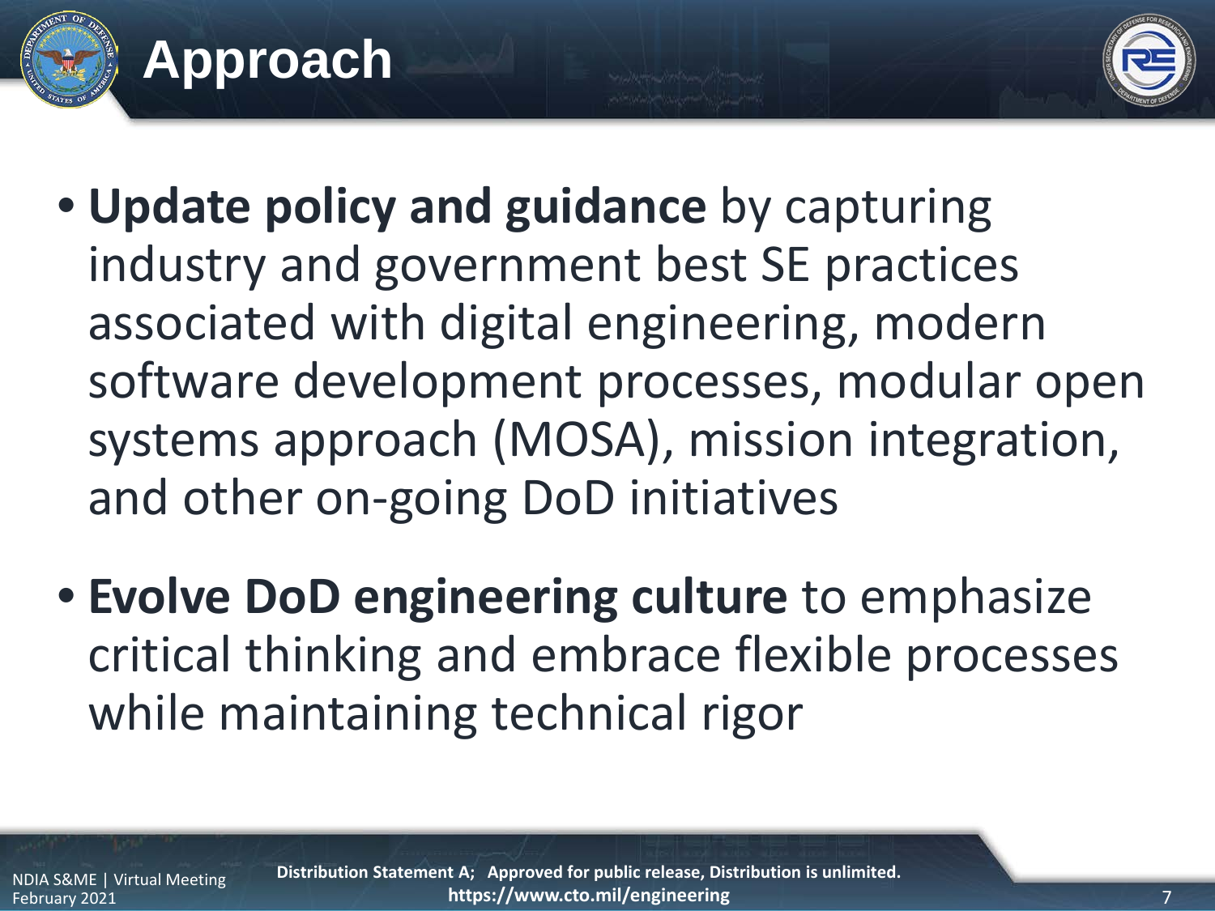# Approach

- **Update policy and guidance** by capturing industry and government best SE practices associated with digital engineering, modern software development processes, modular open systems approach (MOSA), mission integration, and other on-going DoD initiatives
- **Evolve DoD engineering culture** to emphasize critical thinking and embrace flexible processes while maintaining technical rigor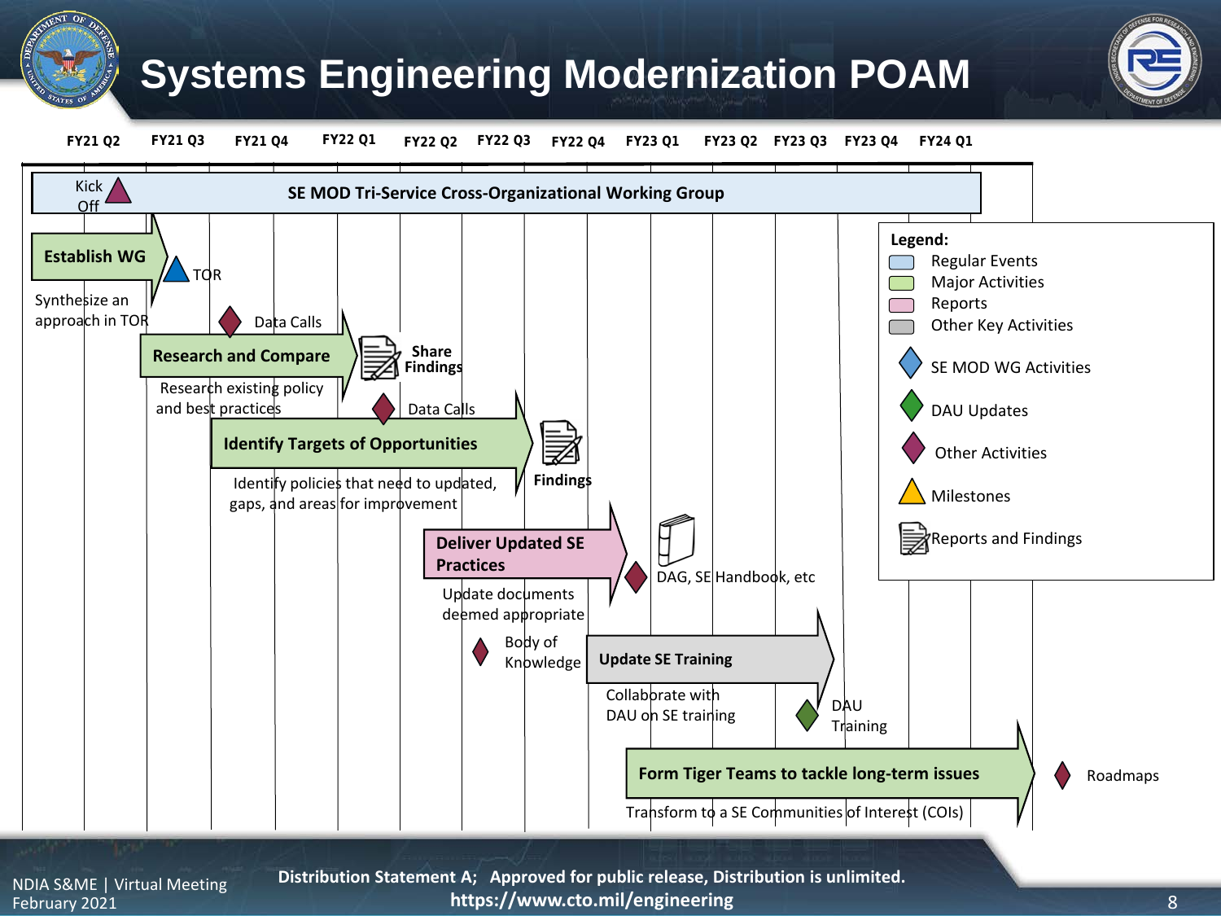# Systems Engineering Modernization POAM

FY21 Q2 | FY21 Q3 | FY21 Q4 | FY22 Q1 | FY22 Q2 | FY22 Q3 | FY22 Q4 | FY23 Q1 | FY23 Q2 | FY23 Q3 | FY23 Q4 | FY24 Q1

**SE MOD Tri-Service Cross-Organizational Working Group**

Kick Off

**Establish WG**

Synthesize an approach in TOR

TOR

Data Calls

**Research and Compare**

Research existing policy and best practices

**Share Findings**

Data Calls

**Identify Targets of Opportunities**

Identify policies that need to updated, gaps, and areas for improvement

**Findings**

**Deliver Updated SE Practices**

Update documents deemed appropriate

DAG, SE Handbook, etc

Body of Knowledge

**Update SE Training**

Collaborate with DAU on SE training

DAU Training

**Form Tiger Teams to tackle long-term issues**

Transform to a SE Communities of Interest (COIs)

Roadmaps

**Legend:**
- Regular Events
- Major Activities
- Reports
- Other Key Activities
- SE MOD WG Activities
- DAU Updates
- Other Activities
- Milestones
- Reports and Findings

NDIA S&ME | Virtual Meeting
February 2021

**Distribution Statement A; Approved for public release, Distribution is unlimited.**
**https://www.cto.mil/engineering**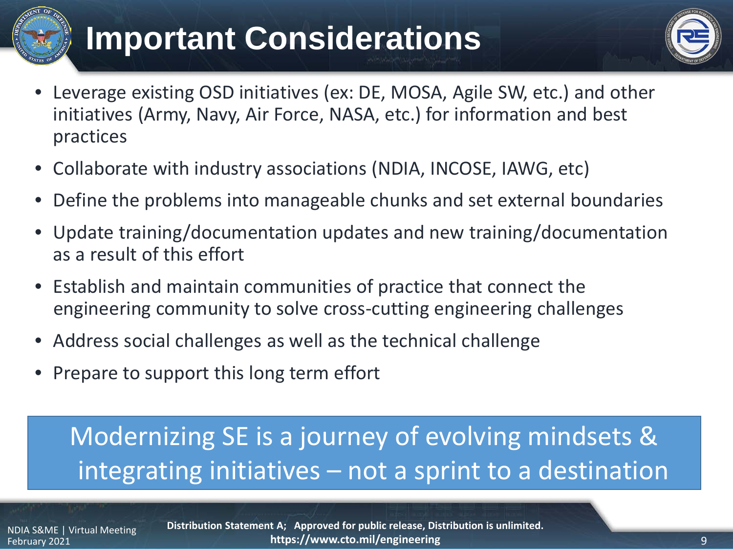# Important Considerations

- Leverage existing OSD initiatives (ex: DE, MOSA, Agile SW, etc.) and other initiatives (Army, Navy, Air Force, NASA, etc.) for information and best practices
- Collaborate with industry associations (NDIA, INCOSE, IAWG, etc)
- Define the problems into manageable chunks and set external boundaries
- Update training/documentation updates and new training/documentation as a result of this effort
- Establish and maintain communities of practice that connect the engineering community to solve cross-cutting engineering challenges
- Address social challenges as well as the technical challenge
- Prepare to support this long term effort

Modernizing SE is a journey of evolving mindsets & integrating initiatives – not a sprint to a destination

**Distribution Statement A; Approved for public release, Distribution is unlimited.**
**https://www.cto.mil/engineering**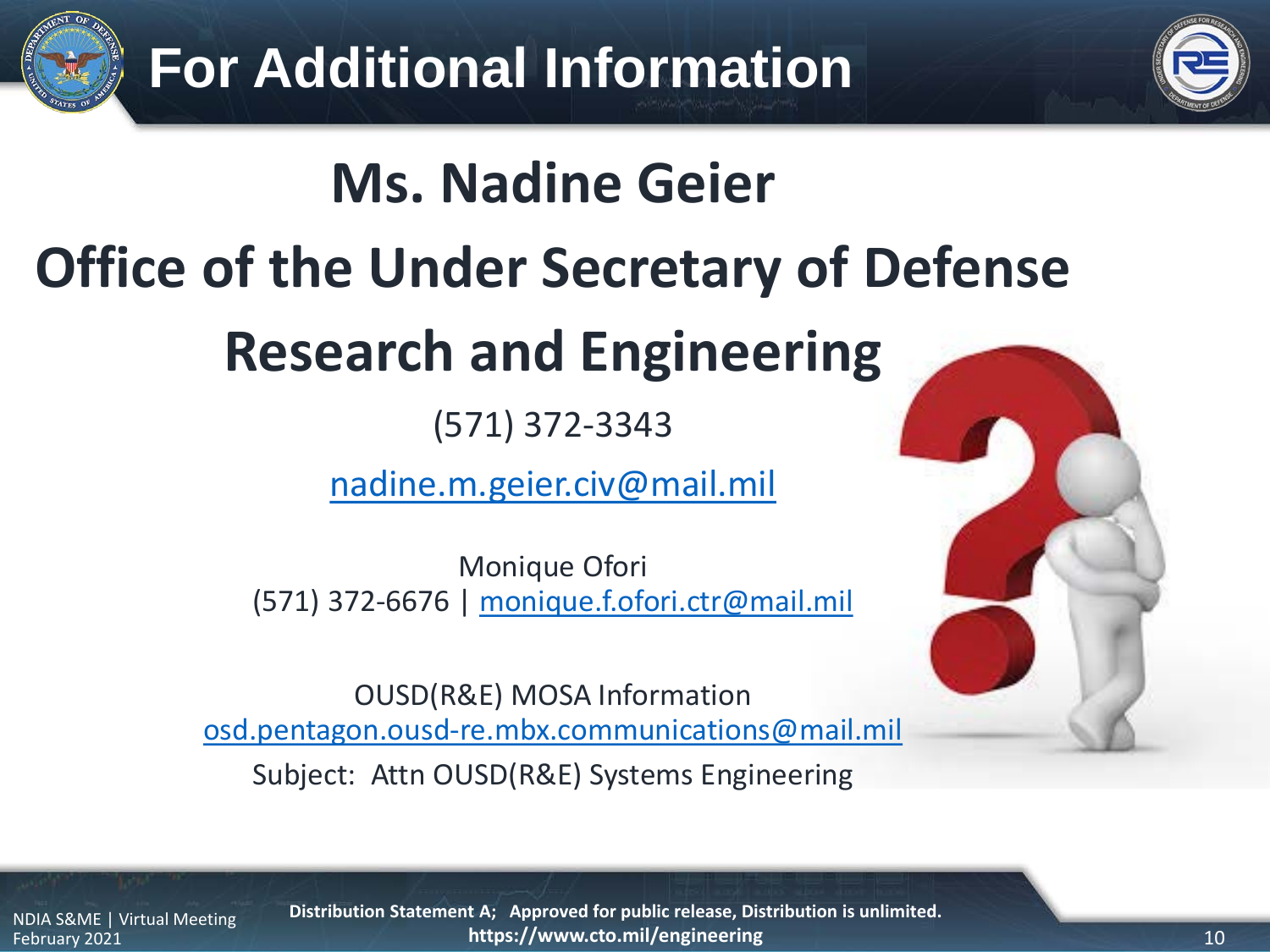# For Additional Information

## Ms. Nadine Geier

## Office of the Under Secretary of Defense Research and Engineering

(571) 372-3343

nadine.m.geier.civ@mail.mil

Monique Ofori
(571) 372-6676 | monique.f.ofori.ctr@mail.mil

OUSD(R&E) MOSA Information
osd.pentagon.ousd-re.mbx.communications@mail.mil

Subject: Attn OUSD(R&E) Systems Engineering

Distribution Statement A; Approved for public release, Distribution is unlimited.